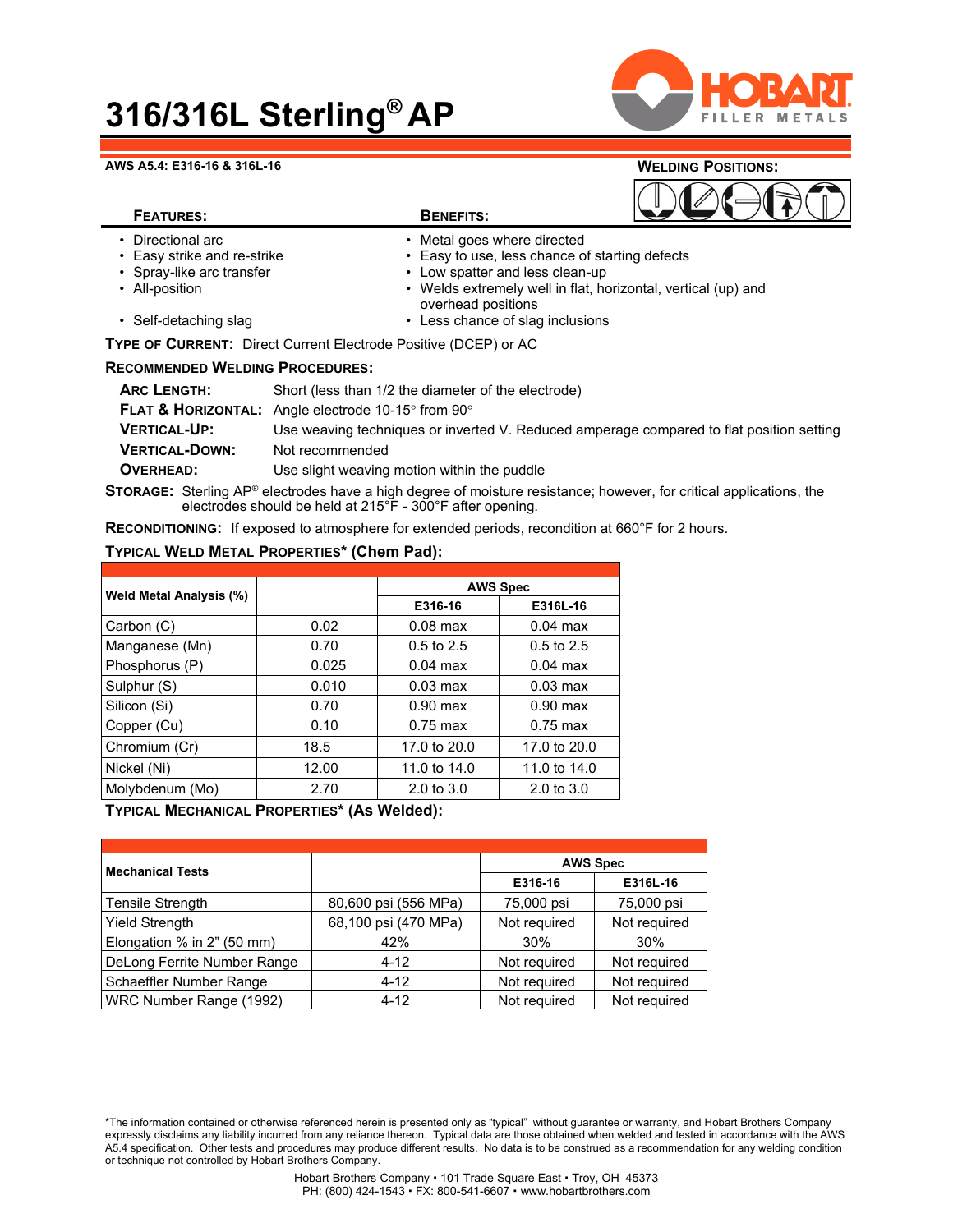# 316/316L Sterling® AP

**AWS A5.4: E316-16 & 316L-16**

**WELDING POSITIONS:**

| FEATURES: | BENEFITS: |
|---|---|
| • Directional arc | • Metal goes where directed |
| • Easy strike and re-strike | • Easy to use, less chance of starting defects |
| • Spray-like arc transfer | • Low spatter and less clean-up |
| • All-position | • Welds extremely well in flat, horizontal, vertical (up) and overhead positions |
| • Self-detaching slag | • Less chance of slag inclusions |

**TYPE OF CURRENT:** Direct Current Electrode Positive (DCEP) or AC

**RECOMMENDED WELDING PROCEDURES:**

**ARC LENGTH:** Short (less than 1/2 the diameter of the electrode)

**FLAT & HORIZONTAL:** Angle electrode 10-15° from 90°

**VERTICAL-UP:** Use weaving techniques or inverted V. Reduced amperage compared to flat position setting

**VERTICAL-DOWN:** Not recommended

**OVERHEAD:** Use slight weaving motion within the puddle

**STORAGE:** Sterling AP® electrodes have a high degree of moisture resistance; however, for critical applications, the electrodes should be held at 215°F - 300°F after opening.

**RECONDITIONING:** If exposed to atmosphere for extended periods, recondition at 660°F for 2 hours.

**TYPICAL WELD METAL PROPERTIES\* (Chem Pad):**

| Weld Metal Analysis (%) | | AWS Spec | |
|---|---|---|---|
| | | E316-16 | E316L-16 |
| Carbon (C) | 0.02 | 0.08 max | 0.04 max |
| Manganese (Mn) | 0.70 | 0.5 to 2.5 | 0.5 to 2.5 |
| Phosphorus (P) | 0.025 | 0.04 max | 0.04 max |
| Sulphur (S) | 0.010 | 0.03 max | 0.03 max |
| Silicon (Si) | 0.70 | 0.90 max | 0.90 max |
| Copper (Cu) | 0.10 | 0.75 max | 0.75 max |
| Chromium (Cr) | 18.5 | 17.0 to 20.0 | 17.0 to 20.0 |
| Nickel (Ni) | 12.00 | 11.0 to 14.0 | 11.0 to 14.0 |
| Molybdenum (Mo) | 2.70 | 2.0 to 3.0 | 2.0 to 3.0 |

**TYPICAL MECHANICAL PROPERTIES\* (As Welded):**

| Mechanical Tests | | AWS Spec | |
|---|---|---|---|
| | | E316-16 | E316L-16 |
| Tensile Strength | 80,600 psi (556 MPa) | 75,000 psi | 75,000 psi |
| Yield Strength | 68,100 psi (470 MPa) | Not required | Not required |
| Elongation % in 2" (50 mm) | 42% | 30% | 30% |
| DeLong Ferrite Number Range | 4-12 | Not required | Not required |
| Schaeffler Number Range | 4-12 | Not required | Not required |
| WRC Number Range (1992) | 4-12 | Not required | Not required |

\*The information contained or otherwise referenced herein is presented only as "typical" without guarantee or warranty, and Hobart Brothers Company expressly disclaims any liability incurred from any reliance thereon. Typical data are those obtained when welded and tested in accordance with the AWS A5.4 specification. Other tests and procedures may produce different results. No data is to be construed as a recommendation for any welding condition or technique not controlled by Hobart Brothers Company.

Hobart Brothers Company • 101 Trade Square East • Troy, OH 45373
PH: (800) 424-1543 • FX: 800-541-6607 • www.hobartbrothers.com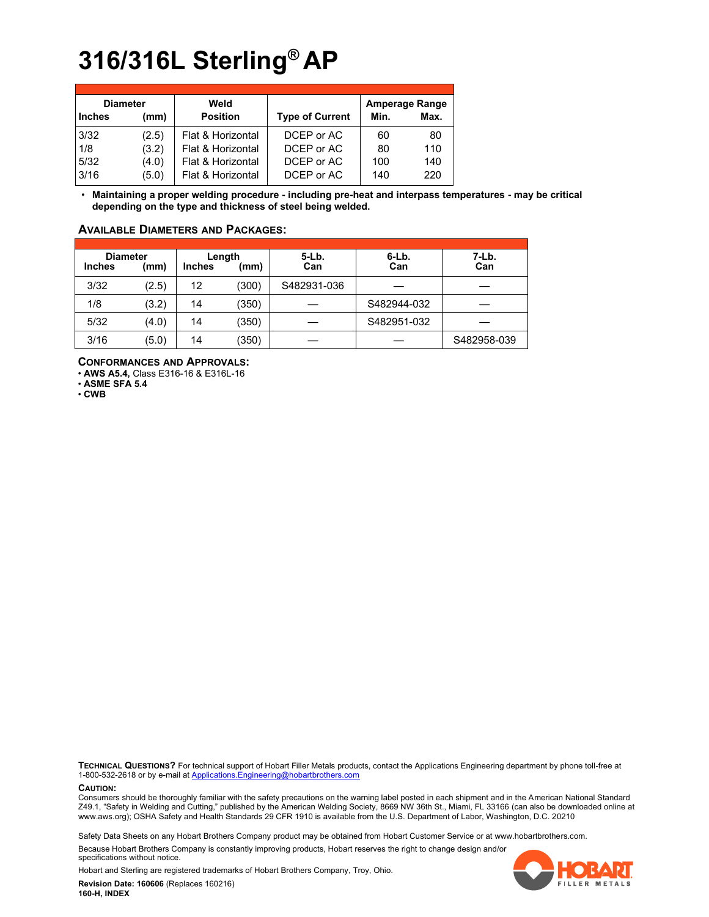# 316/316L Sterling® AP

| Diameter | | Weld | | Amperage Range | |
|---|---|---|---|---|---|
| Inches | (mm) | Position | Type of Current | Min. | Max. |
| 3/32 | (2.5) | Flat & Horizontal | DCEP or AC | 60 | 80 |
| 1/8 | (3.2) | Flat & Horizontal | DCEP or AC | 80 | 110 |
| 5/32 | (4.0) | Flat & Horizontal | DCEP or AC | 100 | 140 |
| 3/16 | (5.0) | Flat & Horizontal | DCEP or AC | 140 | 220 |

- **Maintaining a proper welding procedure - including pre-heat and interpass temperatures - may be critical depending on the type and thickness of steel being welded.**

## Available Diameters and Packages:

| Diameter | | Length | | 5-Lb. | 6-Lb. | 7-Lb. |
|---|---|---|---|---|---|---|
| Inches | (mm) | Inches | (mm) | Can | Can | Can |
| 3/32 | (2.5) | 12 | (300) | S482931-036 | — | — |
| 1/8 | (3.2) | 14 | (350) | — | S482944-032 | — |
| 5/32 | (4.0) | 14 | (350) | — | S482951-032 | — |
| 3/16 | (5.0) | 14 | (350) | — | — | S482958-039 |

## Conformances and Approvals:

- **AWS A5.4,** Class E316-16 & E316L-16
- **ASME SFA 5.4**
- **CWB**

**Technical Questions?** For technical support of Hobart Filler Metals products, contact the Applications Engineering department by phone toll-free at 1-800-532-2618 or by e-mail at Applications.Engineering@hobartbrothers.com

**Caution:**
Consumers should be thoroughly familiar with the safety precautions on the warning label posted in each shipment and in the American National Standard Z49.1, "Safety in Welding and Cutting," published by the American Welding Society, 8669 NW 36th St., Miami, FL 33166 (can also be downloaded online at www.aws.org); OSHA Safety and Health Standards 29 CFR 1910 is available from the U.S. Department of Labor, Washington, D.C. 20210

Safety Data Sheets on any Hobart Brothers Company product may be obtained from Hobart Customer Service or at www.hobartbrothers.com.

Because Hobart Brothers Company is constantly improving products, Hobart reserves the right to change design and/or specifications without notice.

Hobart and Sterling are registered trademarks of Hobart Brothers Company, Troy, Ohio.

**Revision Date: 160606** (Replaces 160216)
**160-H, INDEX**

HOBART FILLER METALS